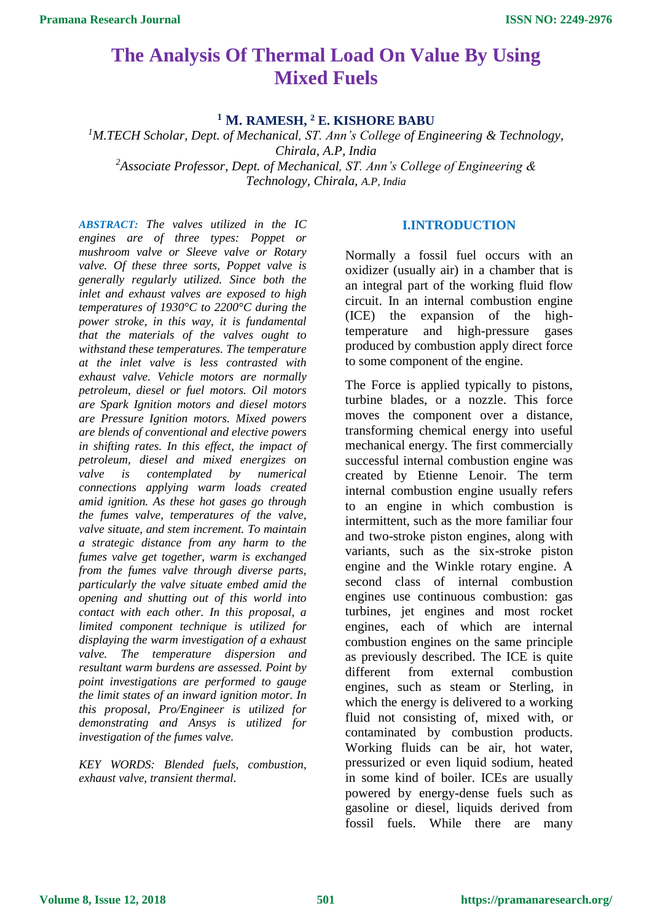# The Analysis Of Thermal Load On Value By Using Mixed Fuels

**[1] M. RAMESH, [2] E. KISHORE BABU**

*[1]M.TECH Scholar, Dept. of Mechanical, ST. Ann's College of Engineering & Technology, Chirala, A.P, India*

*[2]Associate Professor, Dept. of Mechanical, ST. Ann's College of Engineering & Technology, Chirala, A.P, India*

***ABSTRACT:*** *The valves utilized in the IC engines are of three types: Poppet or mushroom valve or Sleeve valve or Rotary valve. Of these three sorts, Poppet valve is generally regularly utilized. Since both the inlet and exhaust valves are exposed to high temperatures of 1930°C to 2200°C during the power stroke, in this way, it is fundamental that the materials of the valves ought to withstand these temperatures. The temperature at the inlet valve is less contrasted with exhaust valve. Vehicle motors are normally petroleum, diesel or fuel motors. Oil motors are Spark Ignition motors and diesel motors are Pressure Ignition motors. Mixed powers are blends of conventional and elective powers in shifting rates. In this effect, the impact of petroleum, diesel and mixed energizes on valve is contemplated by numerical connections applying warm loads created amid ignition. As these hot gases go through the fumes valve, temperatures of the valve, valve situate, and stem increment. To maintain a strategic distance from any harm to the fumes valve get together, warm is exchanged from the fumes valve through diverse parts, particularly the valve situate embed amid the opening and shutting out of this world into contact with each other. In this proposal, a limited component technique is utilized for displaying the warm investigation of a exhaust valve. The temperature dispersion and resultant warm burdens are assessed. Point by point investigations are performed to gauge the limit states of an inward ignition motor. In this proposal, Pro/Engineer is utilized for demonstrating and Ansys is utilized for investigation of the fumes valve.*

*KEY WORDS: Blended fuels, combustion, exhaust valve, transient thermal.*

## I.INTRODUCTION

Normally a fossil fuel occurs with an oxidizer (usually air) in a chamber that is an integral part of the working fluid flow circuit. In an internal combustion engine (ICE) the expansion of the high-temperature and high-pressure gases produced by combustion apply direct force to some component of the engine.

The Force is applied typically to pistons, turbine blades, or a nozzle. This force moves the component over a distance, transforming chemical energy into useful mechanical energy. The first commercially successful internal combustion engine was created by Etienne Lenoir. The term internal combustion engine usually refers to an engine in which combustion is intermittent, such as the more familiar four and two-stroke piston engines, along with variants, such as the six-stroke piston engine and the Winkle rotary engine. A second class of internal combustion engines use continuous combustion: gas turbines, jet engines and most rocket engines, each of which are internal combustion engines on the same principle as previously described. The ICE is quite different from external combustion engines, such as steam or Sterling, in which the energy is delivered to a working fluid not consisting of, mixed with, or contaminated by combustion products. Working fluids can be air, hot water, pressurized or even liquid sodium, heated in some kind of boiler. ICEs are usually powered by energy-dense fuels such as gasoline or diesel, liquids derived from fossil fuels. While there are many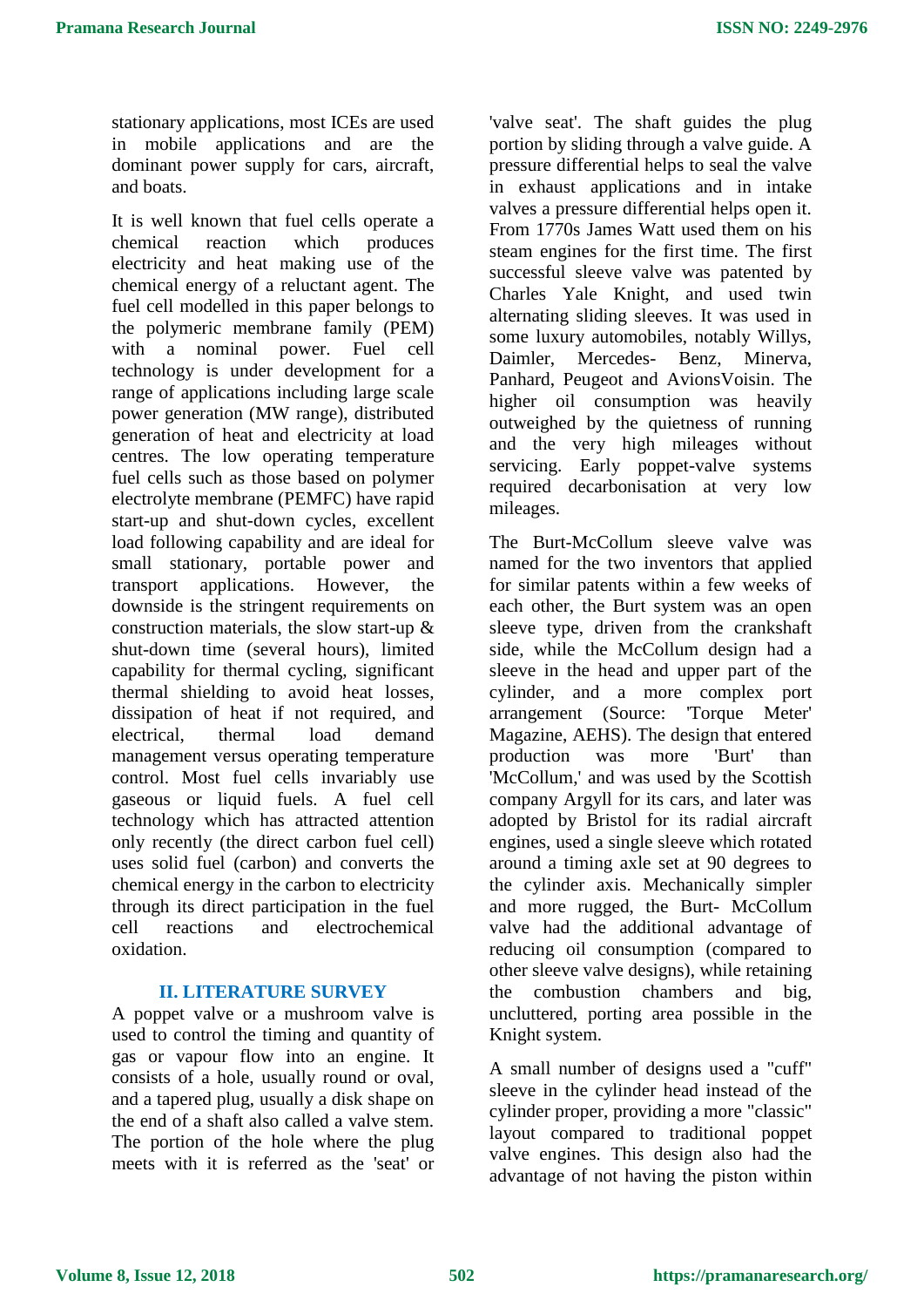stationary applications, most ICEs are used in mobile applications and are the dominant power supply for cars, aircraft, and boats.

It is well known that fuel cells operate a chemical reaction which produces electricity and heat making use of the chemical energy of a reluctant agent. The fuel cell modelled in this paper belongs to the polymeric membrane family (PEM) with a nominal power. Fuel cell technology is under development for a range of applications including large scale power generation (MW range), distributed generation of heat and electricity at load centres. The low operating temperature fuel cells such as those based on polymer electrolyte membrane (PEMFC) have rapid start-up and shut-down cycles, excellent load following capability and are ideal for small stationary, portable power and transport applications. However, the downside is the stringent requirements on construction materials, the slow start-up & shut-down time (several hours), limited capability for thermal cycling, significant thermal shielding to avoid heat losses, dissipation of heat if not required, and electrical, thermal load demand management versus operating temperature control. Most fuel cells invariably use gaseous or liquid fuels. A fuel cell technology which has attracted attention only recently (the direct carbon fuel cell) uses solid fuel (carbon) and converts the chemical energy in the carbon to electricity through its direct participation in the fuel cell reactions and electrochemical oxidation.

## II. LITERATURE SURVEY

A poppet valve or a mushroom valve is used to control the timing and quantity of gas or vapour flow into an engine. It consists of a hole, usually round or oval, and a tapered plug, usually a disk shape on the end of a shaft also called a valve stem. The portion of the hole where the plug meets with it is referred as the 'seat' or 'valve seat'. The shaft guides the plug portion by sliding through a valve guide. A pressure differential helps to seal the valve in exhaust applications and in intake valves a pressure differential helps open it. From 1770s James Watt used them on his steam engines for the first time. The first successful sleeve valve was patented by Charles Yale Knight, and used twin alternating sliding sleeves. It was used in some luxury automobiles, notably Willys, Daimler, Mercedes- Benz, Minerva, Panhard, Peugeot and AvionsVoisin. The higher oil consumption was heavily outweighed by the quietness of running and the very high mileages without servicing. Early poppet-valve systems required decarbonisation at very low mileages.

The Burt-McCollum sleeve valve was named for the two inventors that applied for similar patents within a few weeks of each other, the Burt system was an open sleeve type, driven from the crankshaft side, while the McCollum design had a sleeve in the head and upper part of the cylinder, and a more complex port arrangement (Source: 'Torque Meter' Magazine, AEHS). The design that entered production was more 'Burt' than 'McCollum,' and was used by the Scottish company Argyll for its cars, and later was adopted by Bristol for its radial aircraft engines, used a single sleeve which rotated around a timing axle set at 90 degrees to the cylinder axis. Mechanically simpler and more rugged, the Burt- McCollum valve had the additional advantage of reducing oil consumption (compared to other sleeve valve designs), while retaining the combustion chambers and big, uncluttered, porting area possible in the Knight system.

A small number of designs used a "cuff" sleeve in the cylinder head instead of the cylinder proper, providing a more "classic" layout compared to traditional poppet valve engines. This design also had the advantage of not having the piston within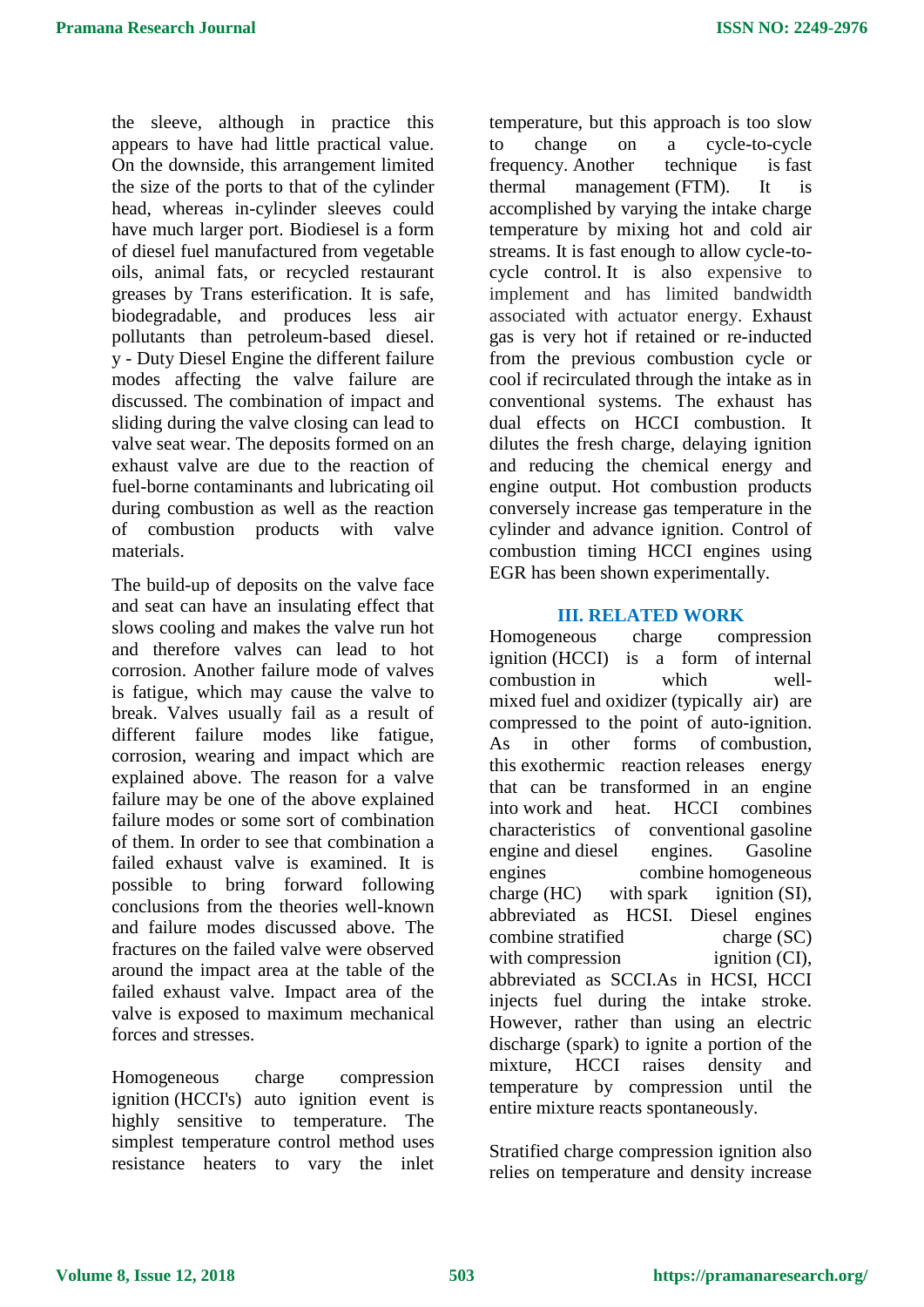the sleeve, although in practice this appears to have had little practical value. On the downside, this arrangement limited the size of the ports to that of the cylinder head, whereas in-cylinder sleeves could have much larger port. Biodiesel is a form of diesel fuel manufactured from vegetable oils, animal fats, or recycled restaurant greases by Trans esterification. It is safe, biodegradable, and produces less air pollutants than petroleum-based diesel. y - Duty Diesel Engine the different failure modes affecting the valve failure are discussed. The combination of impact and sliding during the valve closing can lead to valve seat wear. The deposits formed on an exhaust valve are due to the reaction of fuel-borne contaminants and lubricating oil during combustion as well as the reaction of combustion products with valve materials.

The build-up of deposits on the valve face and seat can have an insulating effect that slows cooling and makes the valve run hot and therefore valves can lead to hot corrosion. Another failure mode of valves is fatigue, which may cause the valve to break. Valves usually fail as a result of different failure modes like fatigue, corrosion, wearing and impact which are explained above. The reason for a valve failure may be one of the above explained failure modes or some sort of combination of them. In order to see that combination a failed exhaust valve is examined. It is possible to bring forward following conclusions from the theories well-known and failure modes discussed above. The fractures on the failed valve were observed around the impact area at the table of the failed exhaust valve. Impact area of the valve is exposed to maximum mechanical forces and stresses.

Homogeneous charge compression ignition (HCCI's) auto ignition event is highly sensitive to temperature. The simplest temperature control method uses resistance heaters to vary the inlet temperature, but this approach is too slow to change on a cycle-to-cycle frequency. Another technique is fast thermal management (FTM). It is accomplished by varying the intake charge temperature by mixing hot and cold air streams. It is fast enough to allow cycle-to-cycle control. It is also expensive to implement and has limited bandwidth associated with actuator energy. Exhaust gas is very hot if retained or re-inducted from the previous combustion cycle or cool if recirculated through the intake as in conventional systems. The exhaust has dual effects on HCCI combustion. It dilutes the fresh charge, delaying ignition and reducing the chemical energy and engine output. Hot combustion products conversely increase gas temperature in the cylinder and advance ignition. Control of combustion timing HCCI engines using EGR has been shown experimentally.

## III. RELATED WORK

Homogeneous charge compression ignition (HCCI) is a form of internal combustion in which well-mixed fuel and oxidizer (typically air) are compressed to the point of auto-ignition. As in other forms of combustion, this exothermic reaction releases energy that can be transformed in an engine into work and heat. HCCI combines characteristics of conventional gasoline engine and diesel engines. Gasoline engines combine homogeneous charge (HC) with spark ignition (SI), abbreviated as HCSI. Diesel engines combine stratified charge (SC) with compression ignition (CI), abbreviated as SCCI.As in HCSI, HCCI injects fuel during the intake stroke. However, rather than using an electric discharge (spark) to ignite a portion of the mixture, HCCI raises density and temperature by compression until the entire mixture reacts spontaneously.

Stratified charge compression ignition also relies on temperature and density increase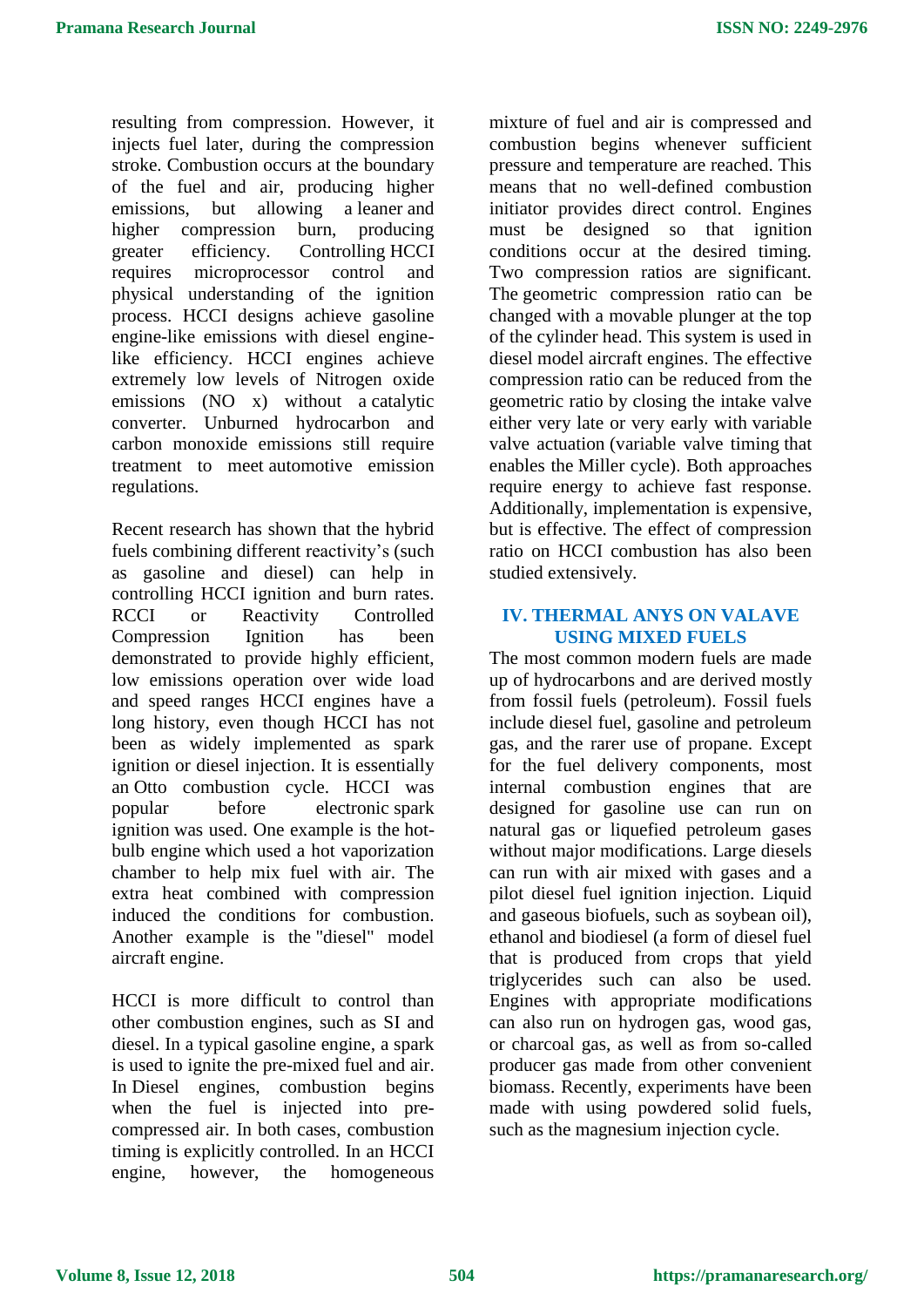resulting from compression. However, it injects fuel later, during the compression stroke. Combustion occurs at the boundary of the fuel and air, producing higher emissions, but allowing a leaner and higher compression burn, producing greater efficiency. Controlling HCCI requires microprocessor control and physical understanding of the ignition process. HCCI designs achieve gasoline engine-like emissions with diesel engine-like efficiency. HCCI engines achieve extremely low levels of Nitrogen oxide emissions (NO x) without a catalytic converter. Unburned hydrocarbon and carbon monoxide emissions still require treatment to meet automotive emission regulations.

Recent research has shown that the hybrid fuels combining different reactivity's (such as gasoline and diesel) can help in controlling HCCI ignition and burn rates. RCCI or Reactivity Controlled Compression Ignition has been demonstrated to provide highly efficient, low emissions operation over wide load and speed ranges HCCI engines have a long history, even though HCCI has not been as widely implemented as spark ignition or diesel injection. It is essentially an Otto combustion cycle. HCCI was popular before electronic spark ignition was used. One example is the hot-bulb engine which used a hot vaporization chamber to help mix fuel with air. The extra heat combined with compression induced the conditions for combustion. Another example is the "diesel" model aircraft engine.

HCCI is more difficult to control than other combustion engines, such as SI and diesel. In a typical gasoline engine, a spark is used to ignite the pre-mixed fuel and air. In Diesel engines, combustion begins when the fuel is injected into pre-compressed air. In both cases, combustion timing is explicitly controlled. In an HCCI engine, however, the homogeneous mixture of fuel and air is compressed and combustion begins whenever sufficient pressure and temperature are reached. This means that no well-defined combustion initiator provides direct control. Engines must be designed so that ignition conditions occur at the desired timing. Two compression ratios are significant. The geometric compression ratio can be changed with a movable plunger at the top of the cylinder head. This system is used in diesel model aircraft engines. The effective compression ratio can be reduced from the geometric ratio by closing the intake valve either very late or very early with variable valve actuation (variable valve timing that enables the Miller cycle). Both approaches require energy to achieve fast response. Additionally, implementation is expensive, but is effective. The effect of compression ratio on HCCI combustion has also been studied extensively.

## IV. THERMAL ANYS ON VALAVE USING MIXED FUELS

The most common modern fuels are made up of hydrocarbons and are derived mostly from fossil fuels (petroleum). Fossil fuels include diesel fuel, gasoline and petroleum gas, and the rarer use of propane. Except for the fuel delivery components, most internal combustion engines that are designed for gasoline use can run on natural gas or liquefied petroleum gases without major modifications. Large diesels can run with air mixed with gases and a pilot diesel fuel ignition injection. Liquid and gaseous biofuels, such as soybean oil), ethanol and biodiesel (a form of diesel fuel that is produced from crops that yield triglycerides such can also be used. Engines with appropriate modifications can also run on hydrogen gas, wood gas, or charcoal gas, as well as from so-called producer gas made from other convenient biomass. Recently, experiments have been made with using powdered solid fuels, such as the magnesium injection cycle.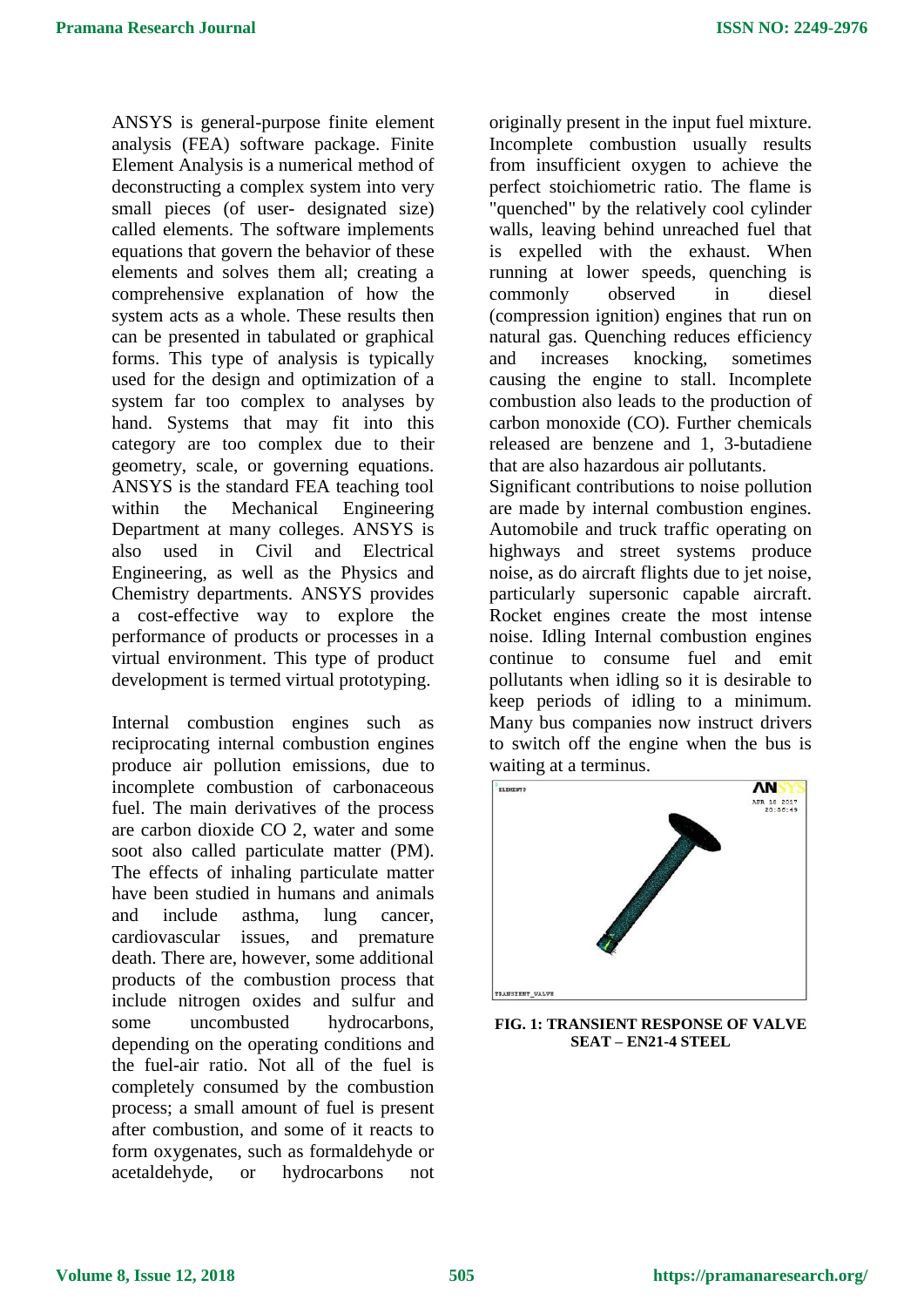ANSYS is general-purpose finite element analysis (FEA) software package. Finite Element Analysis is a numerical method of deconstructing a complex system into very small pieces (of user- designated size) called elements. The software implements equations that govern the behavior of these elements and solves them all; creating a comprehensive explanation of how the system acts as a whole. These results then can be presented in tabulated or graphical forms. This type of analysis is typically used for the design and optimization of a system far too complex to analyses by hand. Systems that may fit into this category are too complex due to their geometry, scale, or governing equations. ANSYS is the standard FEA teaching tool within the Mechanical Engineering Department at many colleges. ANSYS is also used in Civil and Electrical Engineering, as well as the Physics and Chemistry departments. ANSYS provides a cost-effective way to explore the performance of products or processes in a virtual environment. This type of product development is termed virtual prototyping.

Internal combustion engines such as reciprocating internal combustion engines produce air pollution emissions, due to incomplete combustion of carbonaceous fuel. The main derivatives of the process are carbon dioxide CO 2, water and some soot also called particulate matter (PM). The effects of inhaling particulate matter have been studied in humans and animals and include asthma, lung cancer, cardiovascular issues, and premature death. There are, however, some additional products of the combustion process that include nitrogen oxides and sulfur and some uncombusted hydrocarbons, depending on the operating conditions and the fuel-air ratio. Not all of the fuel is completely consumed by the combustion process; a small amount of fuel is present after combustion, and some of it reacts to form oxygenates, such as formaldehyde or acetaldehyde, or hydrocarbons not originally present in the input fuel mixture. Incomplete combustion usually results from insufficient oxygen to achieve the perfect stoichiometric ratio. The flame is "quenched" by the relatively cool cylinder walls, leaving behind unreached fuel that is expelled with the exhaust. When running at lower speeds, quenching is commonly observed in diesel (compression ignition) engines that run on natural gas. Quenching reduces efficiency and increases knocking, sometimes causing the engine to stall. Incomplete combustion also leads to the production of carbon monoxide (CO). Further chemicals released are benzene and 1, 3-butadiene that are also hazardous air pollutants.

Significant contributions to noise pollution are made by internal combustion engines. Automobile and truck traffic operating on highways and street systems produce noise, as do aircraft flights due to jet noise, particularly supersonic capable aircraft. Rocket engines create the most intense noise. Idling Internal combustion engines continue to consume fuel and emit pollutants when idling so it is desirable to keep periods of idling to a minimum. Many bus companies now instruct drivers to switch off the engine when the bus is waiting at a terminus.

**FIG. 1: TRANSIENT RESPONSE OF VALVE SEAT – EN21-4 STEEL**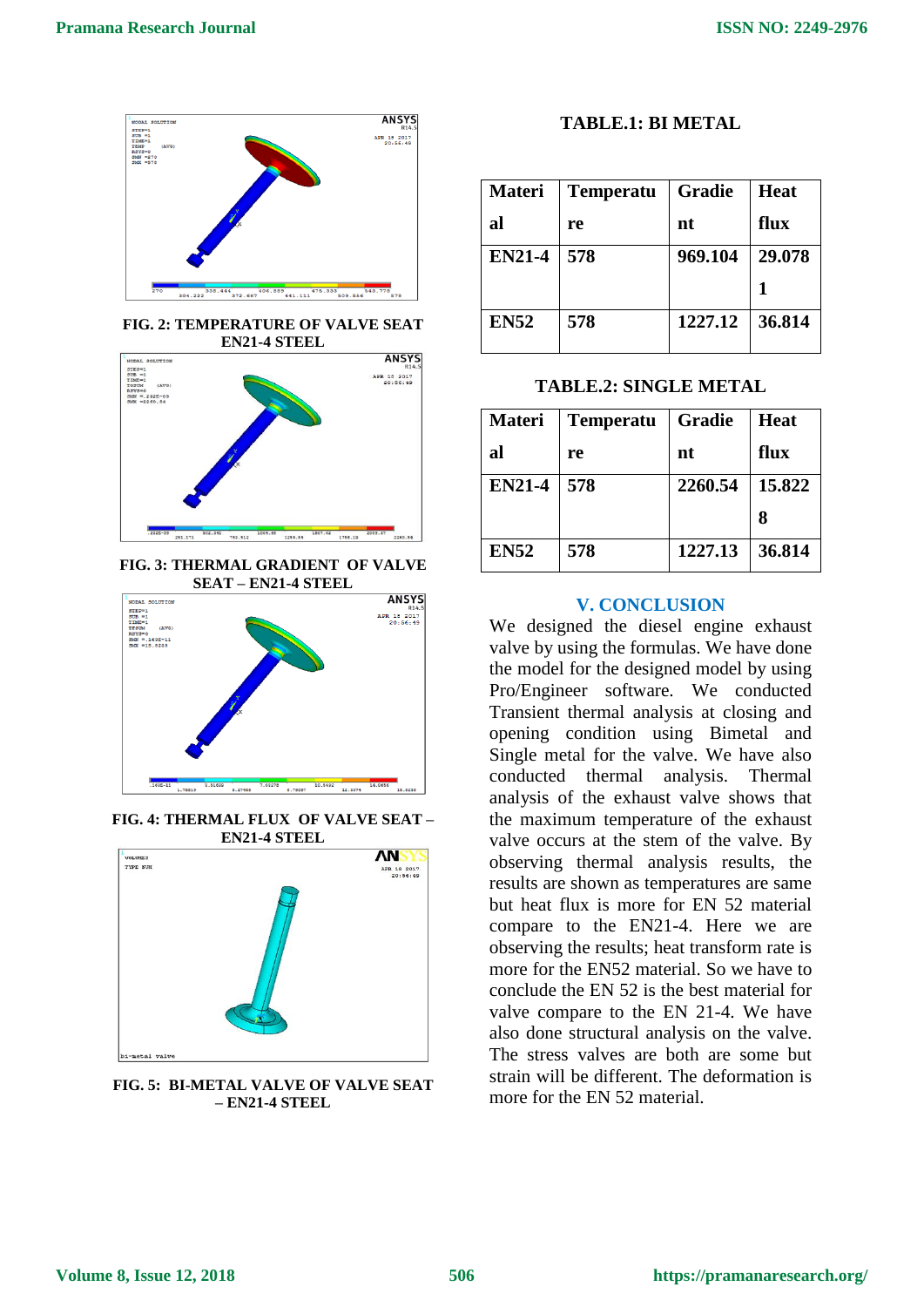FIG. 2: TEMPERATURE OF VALVE SEAT EN21-4 STEEL

FIG. 3: THERMAL GRADIENT OF VALVE SEAT – EN21-4 STEEL

FIG. 4: THERMAL FLUX OF VALVE SEAT – EN21-4 STEEL

FIG. 5: BI-METAL VALVE OF VALVE SEAT – EN21-4 STEEL

**TABLE.1: BI METAL**

| Material | Temperature | Gradient | Heat flux |
|---|---|---|---|
| EN21-4 | 578 | 969.104 | 29.0781 |
| EN52 | 578 | 1227.12 | 36.814 |

**TABLE.2: SINGLE METAL**

| Material | Temperature | Gradient | Heat flux |
|---|---|---|---|
| EN21-4 | 578 | 2260.54 | 15.8228 |
| EN52 | 578 | 1227.13 | 36.814 |

## V. CONCLUSION

We designed the diesel engine exhaust valve by using the formulas. We have done the model for the designed model by using Pro/Engineer software. We conducted Transient thermal analysis at closing and opening condition using Bimetal and Single metal for the valve. We have also conducted thermal analysis. Thermal analysis of the exhaust valve shows that the maximum temperature of the exhaust valve occurs at the stem of the valve. By observing thermal analysis results, the results are shown as temperatures are same but heat flux is more for EN 52 material compare to the EN21-4. Here we are observing the results; heat transform rate is more for the EN52 material. So we have to conclude the EN 52 is the best material for valve compare to the EN 21-4. We have also done structural analysis on the valve. The stress valves are both are some but strain will be different. The deformation is more for the EN 52 material.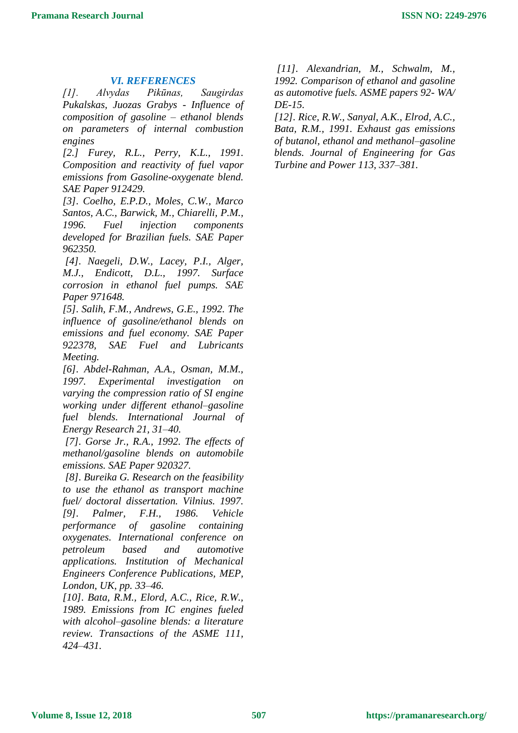## VI. REFERENCES

*[1]. Alvydas Pikūnas, Saugirdas Pukalskas, Juozas Grabys - Influence of composition of gasoline – ethanol blends on parameters of internal combustion engines*

*[2.] Furey, R.L., Perry, K.L., 1991. Composition and reactivity of fuel vapor emissions from Gasoline-oxygenate blend. SAE Paper 912429.*

*[3]. Coelho, E.P.D., Moles, C.W., Marco Santos, A.C., Barwick, M., Chiarelli, P.M., 1996. Fuel injection components developed for Brazilian fuels. SAE Paper 962350.*

*[4]. Naegeli, D.W., Lacey, P.I., Alger, M.J., Endicott, D.L., 1997. Surface corrosion in ethanol fuel pumps. SAE Paper 971648.*

*[5]. Salih, F.M., Andrews, G.E., 1992. The influence of gasoline/ethanol blends on emissions and fuel economy. SAE Paper 922378, SAE Fuel and Lubricants Meeting.*

*[6]. Abdel-Rahman, A.A., Osman, M.M., 1997. Experimental investigation on varying the compression ratio of SI engine working under different ethanol–gasoline fuel blends. International Journal of Energy Research 21, 31–40.*

*[7]. Gorse Jr., R.A., 1992. The effects of methanol/gasoline blends on automobile emissions. SAE Paper 920327.*

*[8]. Bureika G. Research on the feasibility to use the ethanol as transport machine fuel/ doctoral dissertation. Vilnius. 1997.*

*[9]. Palmer, F.H., 1986. Vehicle performance of gasoline containing oxygenates. International conference on petroleum based and automotive applications. Institution of Mechanical Engineers Conference Publications, MEP, London, UK, pp. 33–46.*

*[10]. Bata, R.M., Elord, A.C., Rice, R.W., 1989. Emissions from IC engines fueled with alcohol–gasoline blends: a literature review. Transactions of the ASME 111, 424–431.*

*[11]. Alexandrian, M., Schwalm, M., 1992. Comparison of ethanol and gasoline as automotive fuels. ASME papers 92- WA/ DE-15.*

*[12]. Rice, R.W., Sanyal, A.K., Elrod, A.C., Bata, R.M., 1991. Exhaust gas emissions of butanol, ethanol and methanol–gasoline blends. Journal of Engineering for Gas Turbine and Power 113, 337–381.*